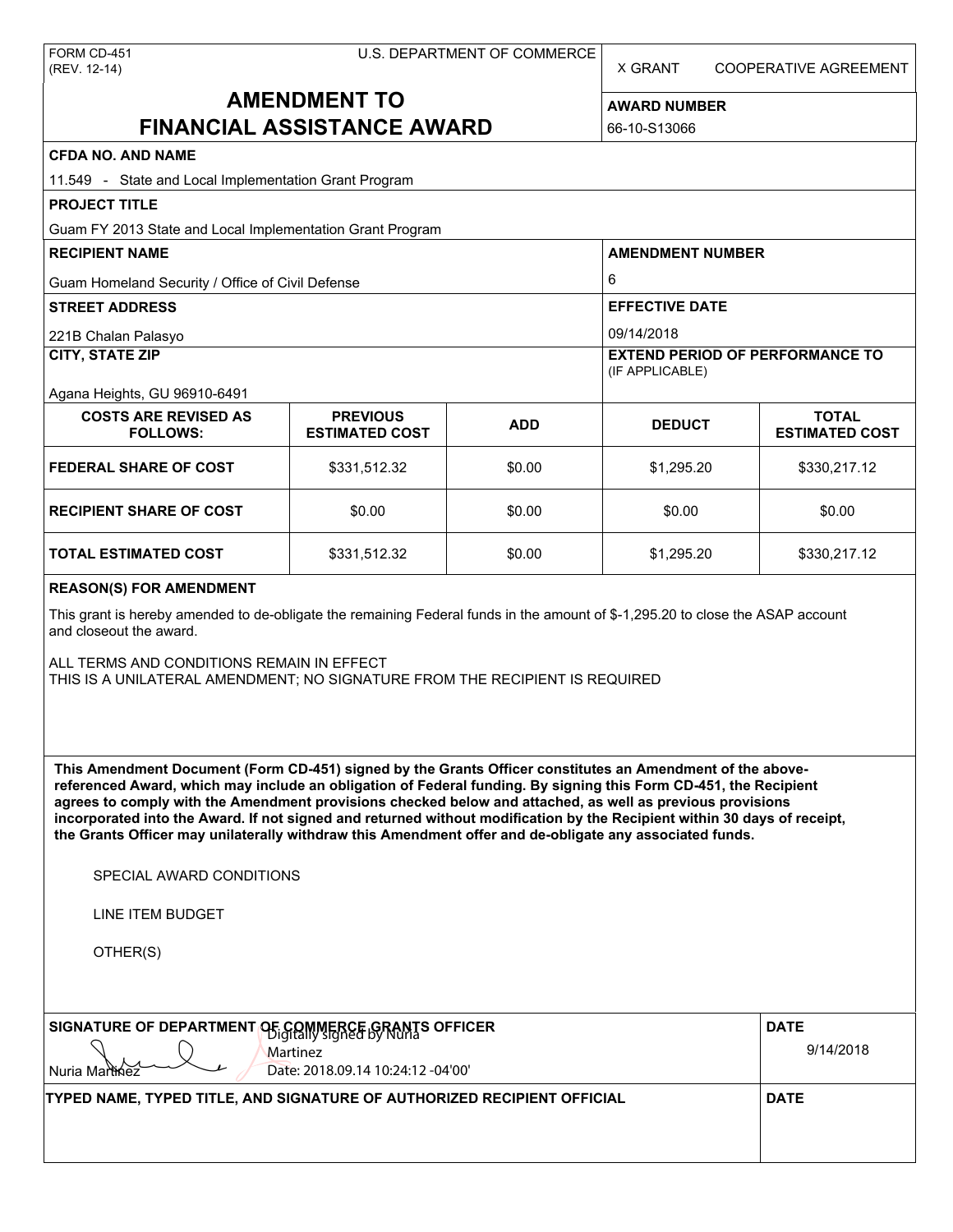FORM CD-451
(REV. 12-14)

U.S. DEPARTMENT OF COMMERCE

X GRANT    COOPERATIVE AGREEMENT

# AMENDMENT TO FINANCIAL ASSISTANCE AWARD

**AWARD NUMBER**

66-10-S13066

**CFDA NO. AND NAME**

11.549 - State and Local Implementation Grant Program

**PROJECT TITLE**

Guam FY 2013 State and Local Implementation Grant Program

**RECIPIENT NAME**

Guam Homeland Security / Office of Civil Defense

**AMENDMENT NUMBER**

6

**STREET ADDRESS**

221B Chalan Palasyo

**EFFECTIVE DATE**

09/14/2018

**CITY, STATE ZIP**

Agana Heights, GU 96910-6491

**EXTEND PERIOD OF PERFORMANCE TO**
(IF APPLICABLE)

| COSTS ARE REVISED AS FOLLOWS: | PREVIOUS ESTIMATED COST | ADD | DEDUCT | TOTAL ESTIMATED COST |
|---|---|---|---|---|
| FEDERAL SHARE OF COST | $331,512.32 | $0.00 | $1,295.20 | $330,217.12 |
| RECIPIENT SHARE OF COST | $0.00 | $0.00 | $0.00 | $0.00 |
| TOTAL ESTIMATED COST | $331,512.32 | $0.00 | $1,295.20 | $330,217.12 |

**REASON(S) FOR AMENDMENT**

This grant is hereby amended to de-obligate the remaining Federal funds in the amount of $-1,295.20 to close the ASAP account and closeout the award.

ALL TERMS AND CONDITIONS REMAIN IN EFFECT
THIS IS A UNILATERAL AMENDMENT; NO SIGNATURE FROM THE RECIPIENT IS REQUIRED

**This Amendment Document (Form CD-451) signed by the Grants Officer constitutes an Amendment of the above-referenced Award, which may include an obligation of Federal funding. By signing this Form CD-451, the Recipient agrees to comply with the Amendment provisions checked below and attached, as well as previous provisions incorporated into the Award. If not signed and returned without modification by the Recipient within 30 days of receipt, the Grants Officer may unilaterally withdraw this Amendment offer and de-obligate any associated funds.**

SPECIAL AWARD CONDITIONS

LINE ITEM BUDGET

OTHER(S)

**SIGNATURE OF DEPARTMENT OF COMMERCE GRANTS OFFICER**

Nuria Martinez
Digitally signed by Nuria Martinez
Date: 2018.09.14 10:24:12 -04'00'

**DATE**

9/14/2018

**TYPED NAME, TYPED TITLE, AND SIGNATURE OF AUTHORIZED RECIPIENT OFFICIAL**

**DATE**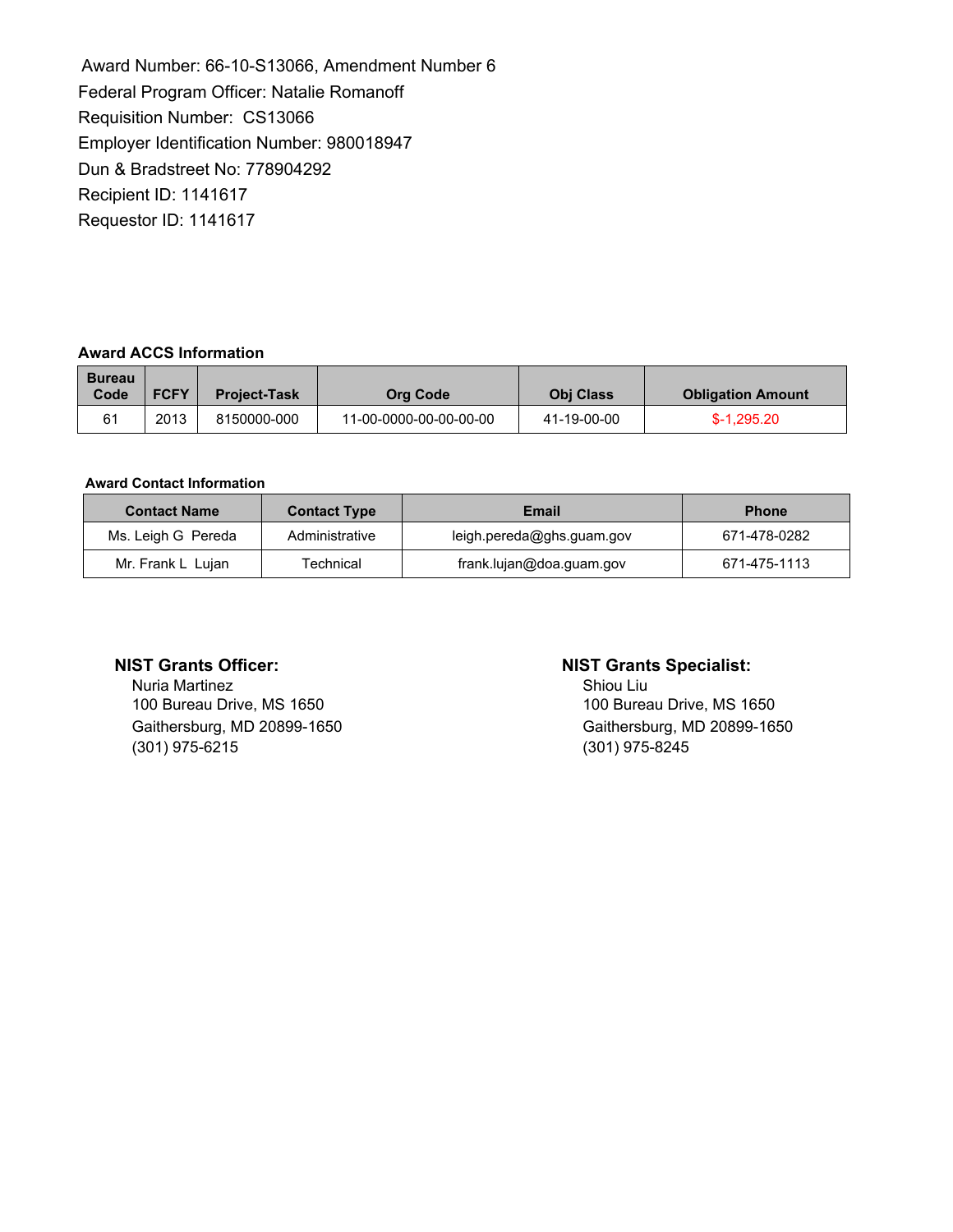Award Number: 66-10-S13066, Amendment Number 6
Federal Program Officer: Natalie Romanoff
Requisition Number: CS13066
Employer Identification Number: 980018947
Dun & Bradstreet No: 778904292
Recipient ID: 1141617
Requestor ID: 1141617

**Award ACCS Information**

| Bureau Code | FCFY | Project-Task | Org Code | Obj Class | Obligation Amount |
|---|---|---|---|---|---|
| 61 | 2013 | 8150000-000 | 11-00-0000-00-00-00-00 | 41-19-00-00 | $-1,295.20 |

**Award Contact Information**

| Contact Name | Contact Type | Email | Phone |
|---|---|---|---|
| Ms. Leigh G Pereda | Administrative | leigh.pereda@ghs.guam.gov | 671-478-0282 |
| Mr. Frank L Lujan | Technical | frank.lujan@doa.guam.gov | 671-475-1113 |

**NIST Grants Officer:**
Nuria Martinez
100 Bureau Drive, MS 1650
Gaithersburg, MD 20899-1650
(301) 975-6215

**NIST Grants Specialist:**
Shiou Liu
100 Bureau Drive, MS 1650
Gaithersburg, MD 20899-1650
(301) 975-8245